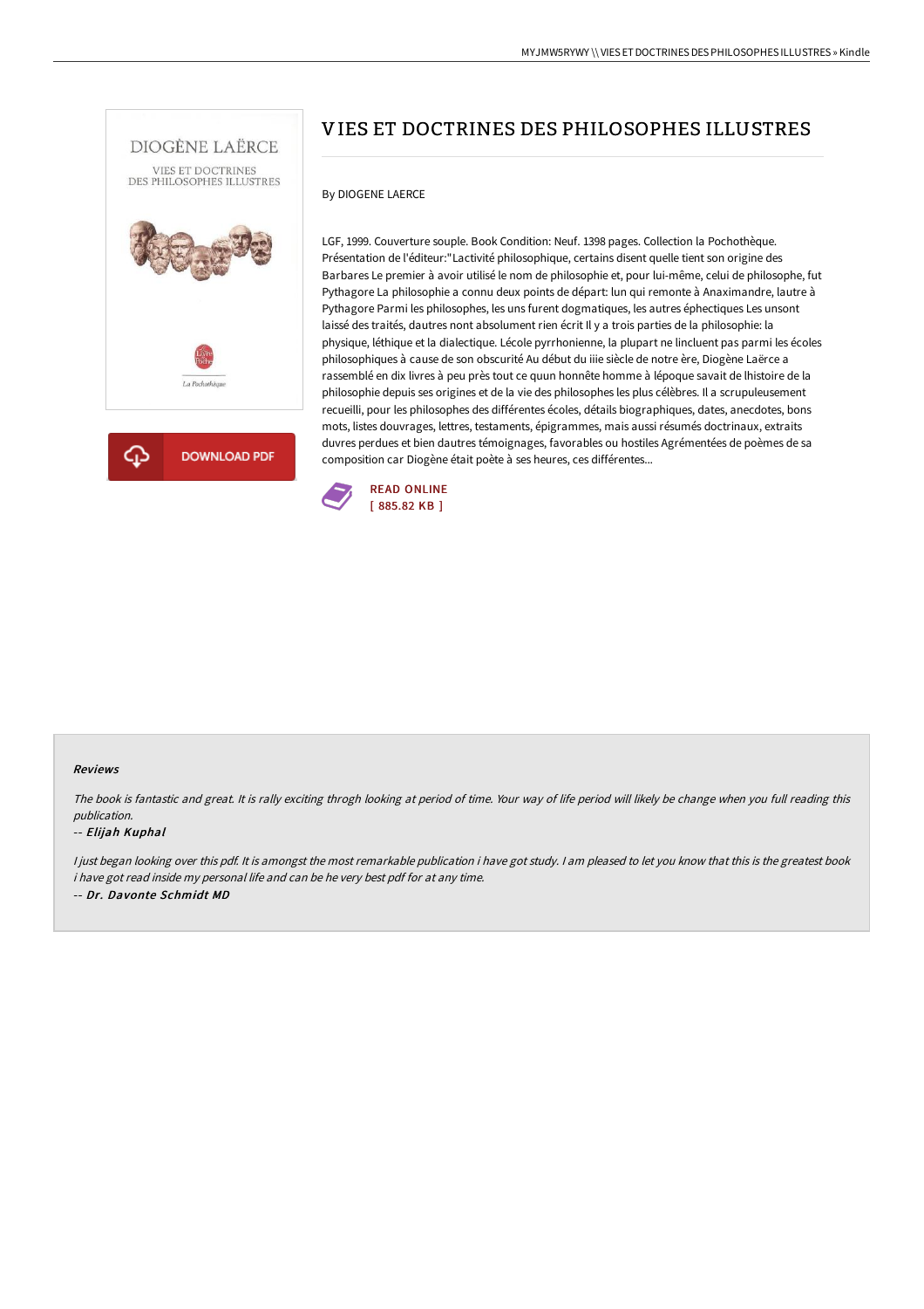# VIES ET DOCTRINES DES PHILOSOPHES ILLUSTRES

By DIOGENE LAERCE

LGF, 1999. Couverture souple. Book Condition: Neuf. 1398 pages. Collection la Pochothèque. Présentation de l'éditeur:"Lactivité philosophique, certains disent quelle tient son origine des Barbares Le premier à avoir utilisé le nom de philosophie et, pour lui-même, celui de philosophe, fut Pythagore La philosophie a connu deux points de départ: lun qui remonte à Anaximandre, lautre à Pythagore Parmi les philosophes, les uns furent dogmatiques, les autres éphectiques Les unsont laissé des traités, dautres nont absolument rien écrit Il y a trois parties de la philosophie: la physique, léthique et la dialectique. Lécole pyrrhonienne, la plupart ne lincluent pas parmi les écoles philosophiques à cause de son obscurité Au début du iiie siècle de notre ère, Diogène Laërce a rassemblé en dix livres à peu près tout ce quun honnête homme à lépoque savait de lhistoire de la philosophie depuis ses origines et de la vie des philosophes les plus célèbres. Il a scrupuleusement recueilli, pour les philosophes des différentes écoles, détails biographiques, dates, anecdotes, bons mots, listes douvrages, lettres, testaments, épigrammes, mais aussi résumés doctrinaux, extraits duvres perdues et bien dautres témoignages, favorables ou hostiles Agrémentées de poèmes de sa composition car Diogène était poète à ses heures, ces différentes...

READ ONLINE
[ 885.82 KB ]

## Reviews

*The book is fantastic and great. It is rally exciting throgh looking at period of time. Your way of life period will likely be change when you full reading this publication.*

-- *Elijah Kuphal*

*I just began looking over this pdf. It is amongst the most remarkable publication i have got study. I am pleased to let you know that this is the greatest book i have got read inside my personal life and can be he very best pdf for at any time.*

-- *Dr. Davonte Schmidt MD*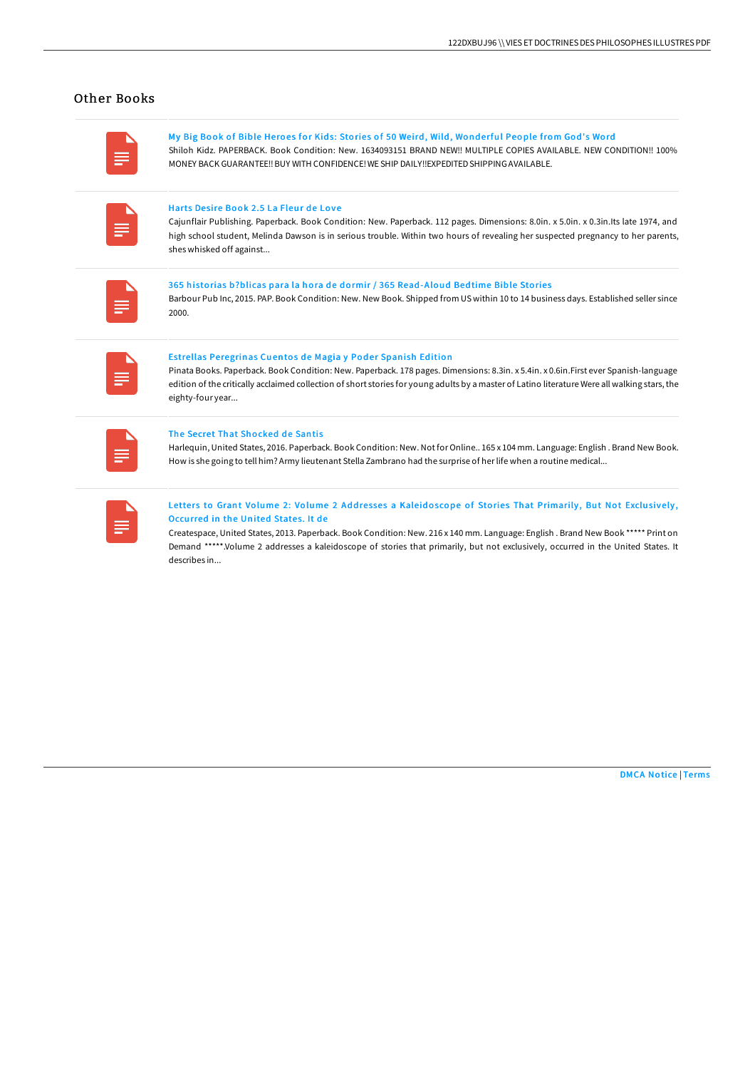## Other Books

**My Big Book of Bible Heroes for Kids: Stories of 50 Weird, Wild, Wonderful People from God's Word**
Shiloh Kidz. PAPERBACK. Book Condition: New. 1634093151 BRAND NEW!! MULTIPLE COPIES AVAILABLE. NEW CONDITION!! 100% MONEY BACK GUARANTEE!! BUY WITH CONFIDENCE! WE SHIP DAILY!!EXPEDITED SHIPPING AVAILABLE.

**Harts Desire Book 2.5 La Fleur de Love**
Cajunflair Publishing. Paperback. Book Condition: New. Paperback. 112 pages. Dimensions: 8.0in. x 5.0in. x 0.3in.Its late 1974, and high school student, Melinda Dawson is in serious trouble. Within two hours of revealing her suspected pregnancy to her parents, shes whisked off against...

**365 historias b?blicas para la hora de dormir / 365 Read-Aloud Bedtime Bible Stories**
Barbour Pub Inc, 2015. PAP. Book Condition: New. New Book. Shipped from US within 10 to 14 business days. Established seller since 2000.

**Estrellas Peregrinas Cuentos de Magia y Poder Spanish Edition**
Pinata Books. Paperback. Book Condition: New. Paperback. 178 pages. Dimensions: 8.3in. x 5.4in. x 0.6in.First ever Spanish-language edition of the critically acclaimed collection of short stories for young adults by a master of Latino literature Were all walking stars, the eighty-four year...

**The Secret That Shocked de Santis**
Harlequin, United States, 2016. Paperback. Book Condition: New. Not for Online.. 165 x 104 mm. Language: English . Brand New Book. How is she going to tell him? Army lieutenant Stella Zambrano had the surprise of her life when a routine medical...

**Letters to Grant Volume 2: Volume 2 Addresses a Kaleidoscope of Stories That Primarily, But Not Exclusively, Occurred in the United States. It de**
Createspace, United States, 2013. Paperback. Book Condition: New. 216 x 140 mm. Language: English . Brand New Book ***** Print on Demand *****.Volume 2 addresses a kaleidoscope of stories that primarily, but not exclusively, occurred in the United States. It describes in...

DMCA Notice | Terms